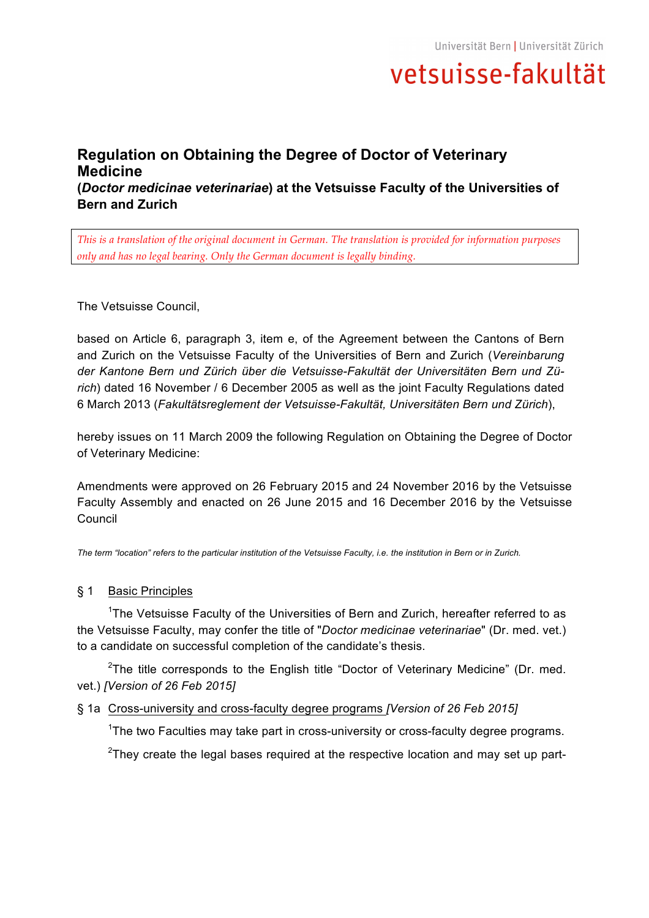Universität Bern | Universität Zürich

vetsuisse-fakultät

# Regulation on Obtaining the Degree of Doctor of Veterinary Medicine

## (*Doctor medicinae veterinariae*) at the Vetsuisse Faculty of the Universities of Bern and Zurich

*This is a translation of the original document in German. The translation is provided for information purposes only and has no legal bearing. Only the German document is legally binding.*

The Vetsuisse Council,

based on Article 6, paragraph 3, item e, of the Agreement between the Cantons of Bern and Zurich on the Vetsuisse Faculty of the Universities of Bern and Zurich (*Vereinbarung der Kantone Bern und Zürich über die Vetsuisse-Fakultät der Universitäten Bern und Zürich*) dated 16 November / 6 December 2005 as well as the joint Faculty Regulations dated 6 March 2013 (*Fakultätsreglement der Vetsuisse-Fakultät, Universitäten Bern und Zürich*),

hereby issues on 11 March 2009 the following Regulation on Obtaining the Degree of Doctor of Veterinary Medicine:

Amendments were approved on 26 February 2015 and 24 November 2016 by the Vetsuisse Faculty Assembly and enacted on 26 June 2015 and 16 December 2016 by the Vetsuisse Council

*The term "location" refers to the particular institution of the Vetsuisse Faculty, i.e. the institution in Bern or in Zurich.*

§ 1 Basic Principles

[1]The Vetsuisse Faculty of the Universities of Bern and Zurich, hereafter referred to as the Vetsuisse Faculty, may confer the title of "*Doctor medicinae veterinariae*" (Dr. med. vet.) to a candidate on successful completion of the candidate's thesis.

[2]The title corresponds to the English title "Doctor of Veterinary Medicine" (Dr. med. vet.) *[Version of 26 Feb 2015]*

§ 1a Cross-university and cross-faculty degree programs *[Version of 26 Feb 2015]*

[1]The two Faculties may take part in cross-university or cross-faculty degree programs.

[2]They create the legal bases required at the respective location and may set up part-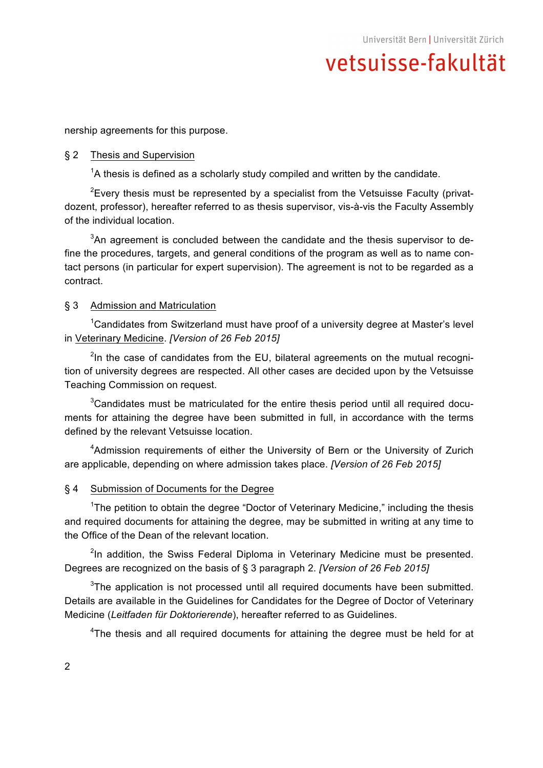nership agreements for this purpose.

## § 2 Thesis and Supervision

[1]A thesis is defined as a scholarly study compiled and written by the candidate.

[2]Every thesis must be represented by a specialist from the Vetsuisse Faculty (privatdozent, professor), hereafter referred to as thesis supervisor, vis-à-vis the Faculty Assembly of the individual location.

[3]An agreement is concluded between the candidate and the thesis supervisor to define the procedures, targets, and general conditions of the program as well as to name contact persons (in particular for expert supervision). The agreement is not to be regarded as a contract.

## § 3 Admission and Matriculation

[1]Candidates from Switzerland must have proof of a university degree at Master's level in Veterinary Medicine. *[Version of 26 Feb 2015]*

[2]In the case of candidates from the EU, bilateral agreements on the mutual recognition of university degrees are respected. All other cases are decided upon by the Vetsuisse Teaching Commission on request.

[3]Candidates must be matriculated for the entire thesis period until all required documents for attaining the degree have been submitted in full, in accordance with the terms defined by the relevant Vetsuisse location.

[4]Admission requirements of either the University of Bern or the University of Zurich are applicable, depending on where admission takes place. *[Version of 26 Feb 2015]*

## § 4 Submission of Documents for the Degree

[1]The petition to obtain the degree "Doctor of Veterinary Medicine," including the thesis and required documents for attaining the degree, may be submitted in writing at any time to the Office of the Dean of the relevant location.

[2]In addition, the Swiss Federal Diploma in Veterinary Medicine must be presented. Degrees are recognized on the basis of § 3 paragraph 2. *[Version of 26 Feb 2015]*

[3]The application is not processed until all required documents have been submitted. Details are available in the Guidelines for Candidates for the Degree of Doctor of Veterinary Medicine (*Leitfaden für Doktorierende*), hereafter referred to as Guidelines.

[4]The thesis and all required documents for attaining the degree must be held for at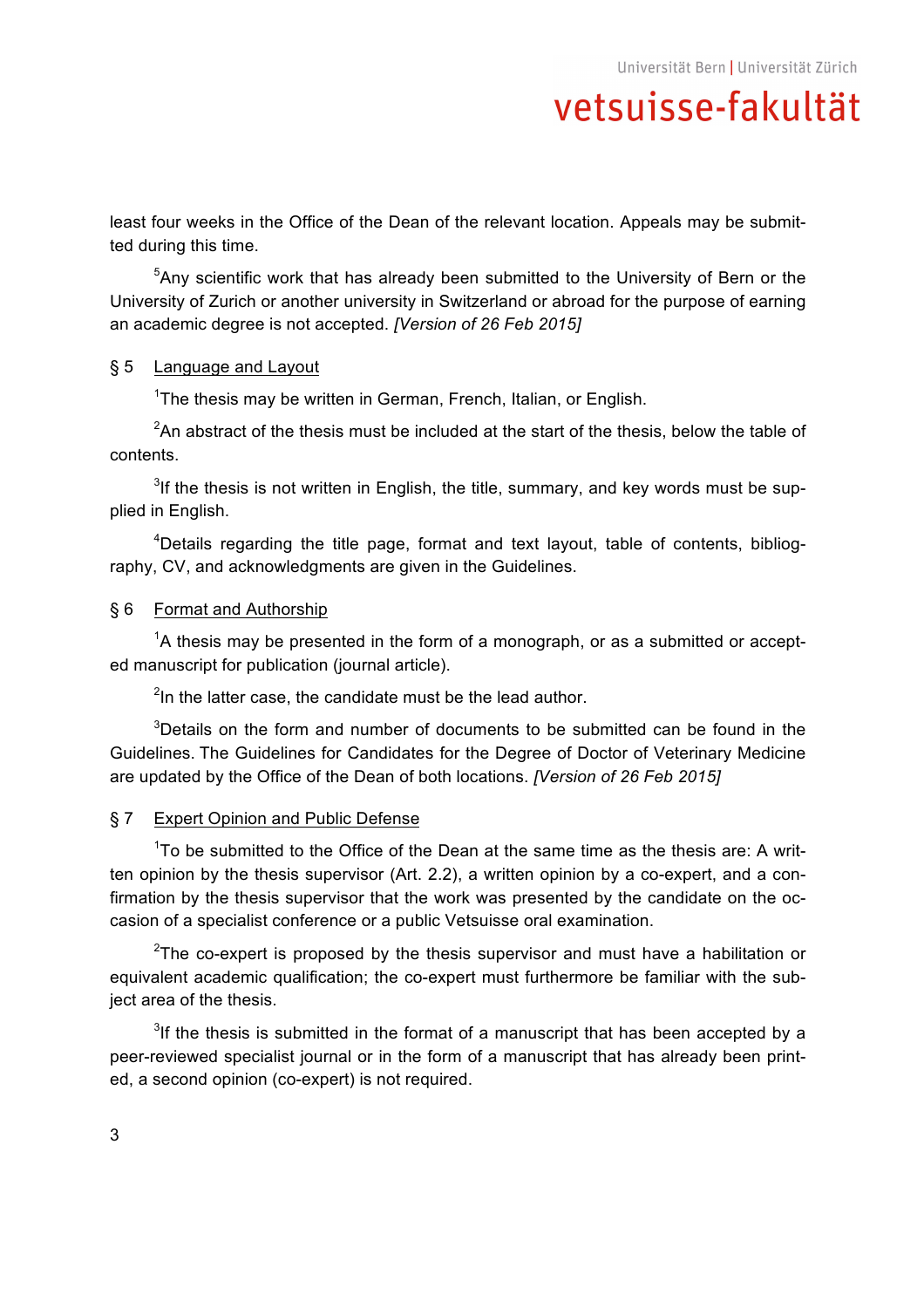least four weeks in the Office of the Dean of the relevant location. Appeals may be submitted during this time.

[5]Any scientific work that has already been submitted to the University of Bern or the University of Zurich or another university in Switzerland or abroad for the purpose of earning an academic degree is not accepted. *[Version of 26 Feb 2015]*

§ 5 Language and Layout

[1]The thesis may be written in German, French, Italian, or English.

[2]An abstract of the thesis must be included at the start of the thesis, below the table of contents.

[3]If the thesis is not written in English, the title, summary, and key words must be supplied in English.

[4]Details regarding the title page, format and text layout, table of contents, bibliography, CV, and acknowledgments are given in the Guidelines.

§ 6 Format and Authorship

[1]A thesis may be presented in the form of a monograph, or as a submitted or accepted manuscript for publication (journal article).

[2]In the latter case, the candidate must be the lead author.

[3]Details on the form and number of documents to be submitted can be found in the Guidelines. The Guidelines for Candidates for the Degree of Doctor of Veterinary Medicine are updated by the Office of the Dean of both locations. *[Version of 26 Feb 2015]*

§ 7 Expert Opinion and Public Defense

[1]To be submitted to the Office of the Dean at the same time as the thesis are: A written opinion by the thesis supervisor (Art. 2.2), a written opinion by a co-expert, and a confirmation by the thesis supervisor that the work was presented by the candidate on the occasion of a specialist conference or a public Vetsuisse oral examination.

[2]The co-expert is proposed by the thesis supervisor and must have a habilitation or equivalent academic qualification; the co-expert must furthermore be familiar with the subject area of the thesis.

[3]If the thesis is submitted in the format of a manuscript that has been accepted by a peer-reviewed specialist journal or in the form of a manuscript that has already been printed, a second opinion (co-expert) is not required.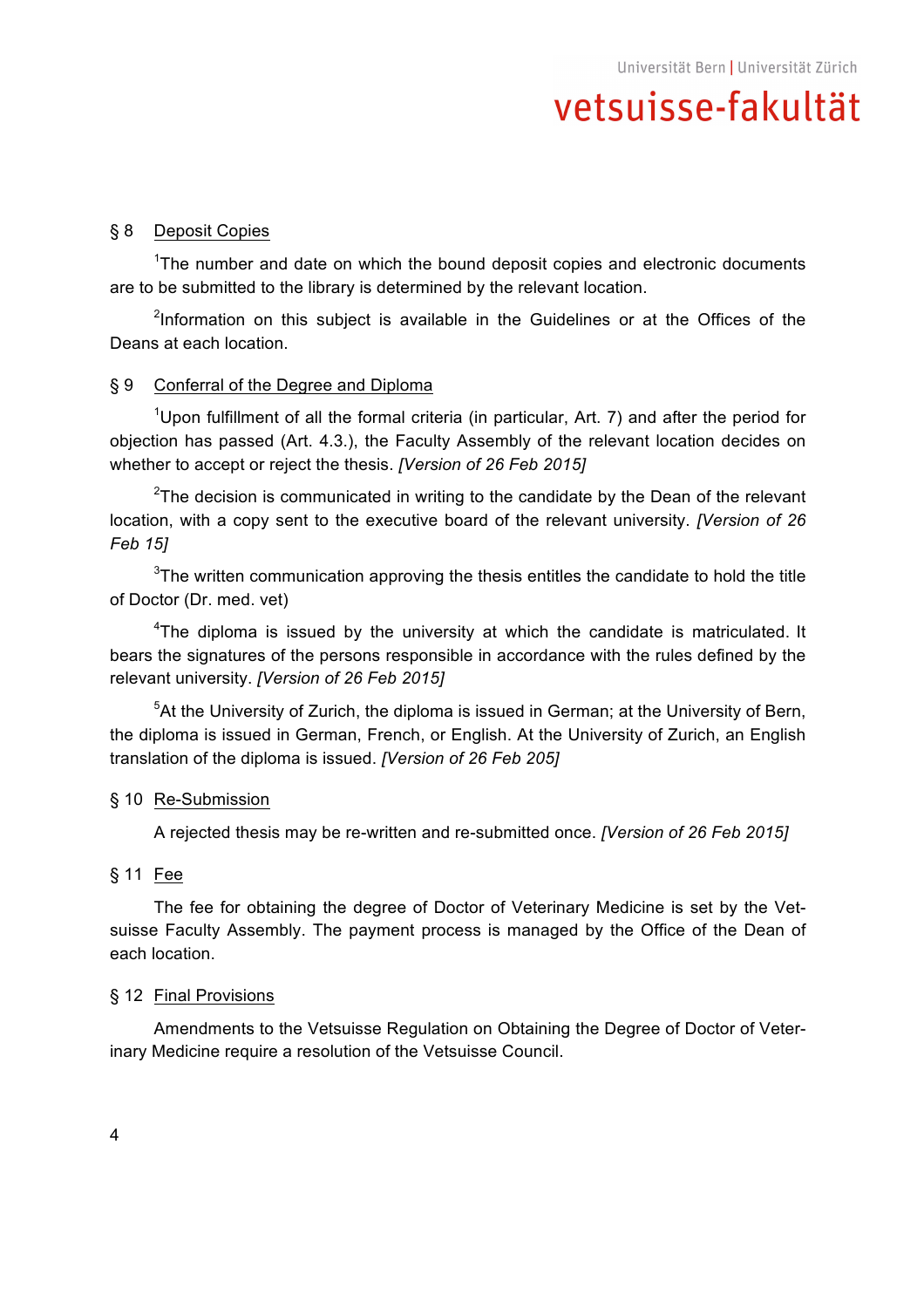## § 8 Deposit Copies

[1]The number and date on which the bound deposit copies and electronic documents are to be submitted to the library is determined by the relevant location.

[2]Information on this subject is available in the Guidelines or at the Offices of the Deans at each location.

## § 9 Conferral of the Degree and Diploma

[1]Upon fulfillment of all the formal criteria (in particular, Art. 7) and after the period for objection has passed (Art. 4.3.), the Faculty Assembly of the relevant location decides on whether to accept or reject the thesis. *[Version of 26 Feb 2015]*

[2]The decision is communicated in writing to the candidate by the Dean of the relevant location, with a copy sent to the executive board of the relevant university. *[Version of 26 Feb 15]*

[3]The written communication approving the thesis entitles the candidate to hold the title of Doctor (Dr. med. vet)

[4]The diploma is issued by the university at which the candidate is matriculated. It bears the signatures of the persons responsible in accordance with the rules defined by the relevant university. *[Version of 26 Feb 2015]*

[5]At the University of Zurich, the diploma is issued in German; at the University of Bern, the diploma is issued in German, French, or English. At the University of Zurich, an English translation of the diploma is issued. *[Version of 26 Feb 205]*

## § 10 Re-Submission

A rejected thesis may be re-written and re-submitted once. *[Version of 26 Feb 2015]*

## § 11 Fee

The fee for obtaining the degree of Doctor of Veterinary Medicine is set by the Vetsuisse Faculty Assembly. The payment process is managed by the Office of the Dean of each location.

## § 12 Final Provisions

Amendments to the Vetsuisse Regulation on Obtaining the Degree of Doctor of Veterinary Medicine require a resolution of the Vetsuisse Council.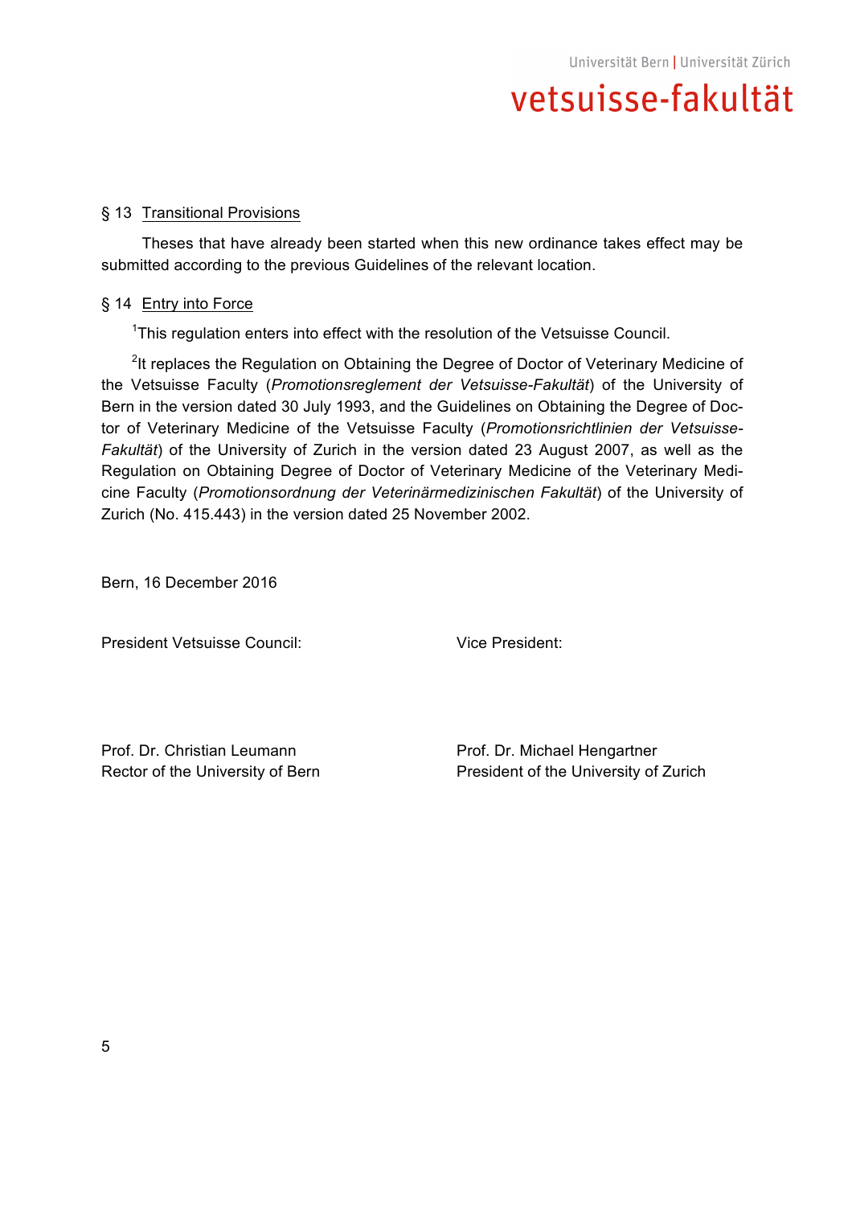§ 13 Transitional Provisions

Theses that have already been started when this new ordinance takes effect may be submitted according to the previous Guidelines of the relevant location.

§ 14 Entry into Force

[1]This regulation enters into effect with the resolution of the Vetsuisse Council.

[2]It replaces the Regulation on Obtaining the Degree of Doctor of Veterinary Medicine of the Vetsuisse Faculty (*Promotionsreglement der Vetsuisse-Fakultät*) of the University of Bern in the version dated 30 July 1993, and the Guidelines on Obtaining the Degree of Doctor of Veterinary Medicine of the Vetsuisse Faculty (*Promotionsrichtlinien der Vetsuisse-Fakultät*) of the University of Zurich in the version dated 23 August 2007, as well as the Regulation on Obtaining Degree of Doctor of Veterinary Medicine of the Veterinary Medicine Faculty (*Promotionsordnung der Veterinärmedizinischen Fakultät*) of the University of Zurich (No. 415.443) in the version dated 25 November 2002.

Bern, 16 December 2016

President Vetsuisse Council:

Prof. Dr. Christian Leumann
Rector of the University of Bern

Vice President:

Prof. Dr. Michael Hengartner
President of the University of Zurich